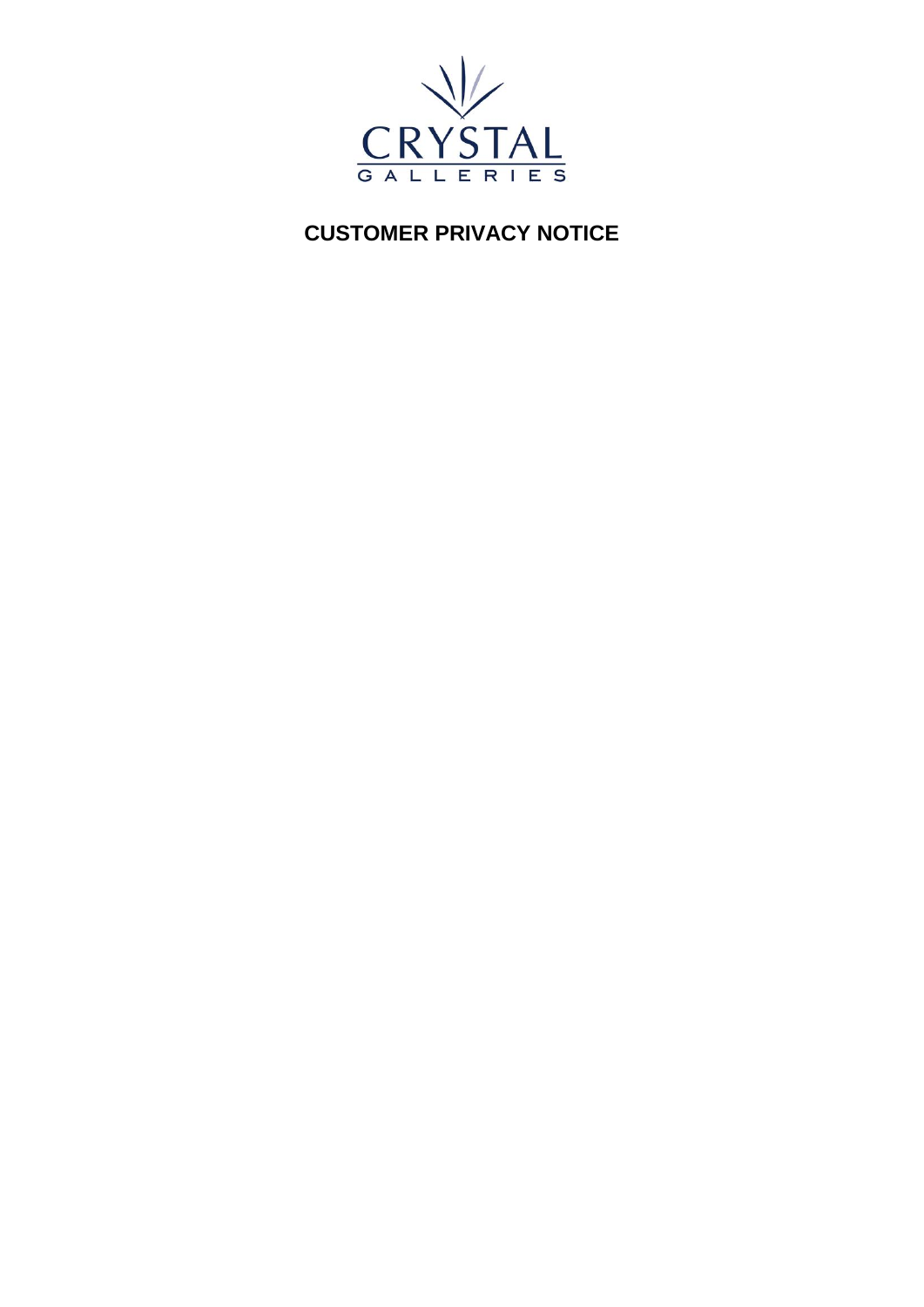CRYSTAL

GALLERIES

# CUSTOMER PRIVACY NOTICE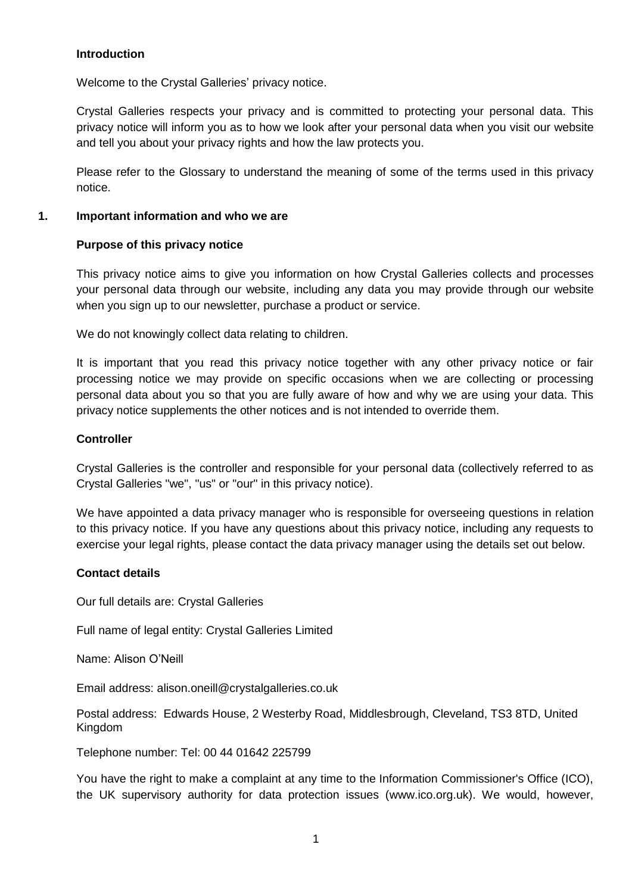### Introduction

Welcome to the Crystal Galleries' privacy notice.

Crystal Galleries respects your privacy and is committed to protecting your personal data. This privacy notice will inform you as to how we look after your personal data when you visit our website and tell you about your privacy rights and how the law protects you.

Please refer to the Glossary to understand the meaning of some of the terms used in this privacy notice.

## 1. Important information and who we are

### Purpose of this privacy notice

This privacy notice aims to give you information on how Crystal Galleries collects and processes your personal data through our website, including any data you may provide through our website when you sign up to our newsletter, purchase a product or service.

We do not knowingly collect data relating to children.

It is important that you read this privacy notice together with any other privacy notice or fair processing notice we may provide on specific occasions when we are collecting or processing personal data about you so that you are fully aware of how and why we are using your data. This privacy notice supplements the other notices and is not intended to override them.

### Controller

Crystal Galleries is the controller and responsible for your personal data (collectively referred to as Crystal Galleries "we", "us" or "our" in this privacy notice).

We have appointed a data privacy manager who is responsible for overseeing questions in relation to this privacy notice. If you have any questions about this privacy notice, including any requests to exercise your legal rights, please contact the data privacy manager using the details set out below.

### Contact details

Our full details are: Crystal Galleries

Full name of legal entity: Crystal Galleries Limited

Name: Alison O'Neill

Email address: alison.oneill@crystalgalleries.co.uk

Postal address: Edwards House, 2 Westerby Road, Middlesbrough, Cleveland, TS3 8TD, United Kingdom

Telephone number: Tel: 00 44 01642 225799

You have the right to make a complaint at any time to the Information Commissioner's Office (ICO), the UK supervisory authority for data protection issues (www.ico.org.uk). We would, however,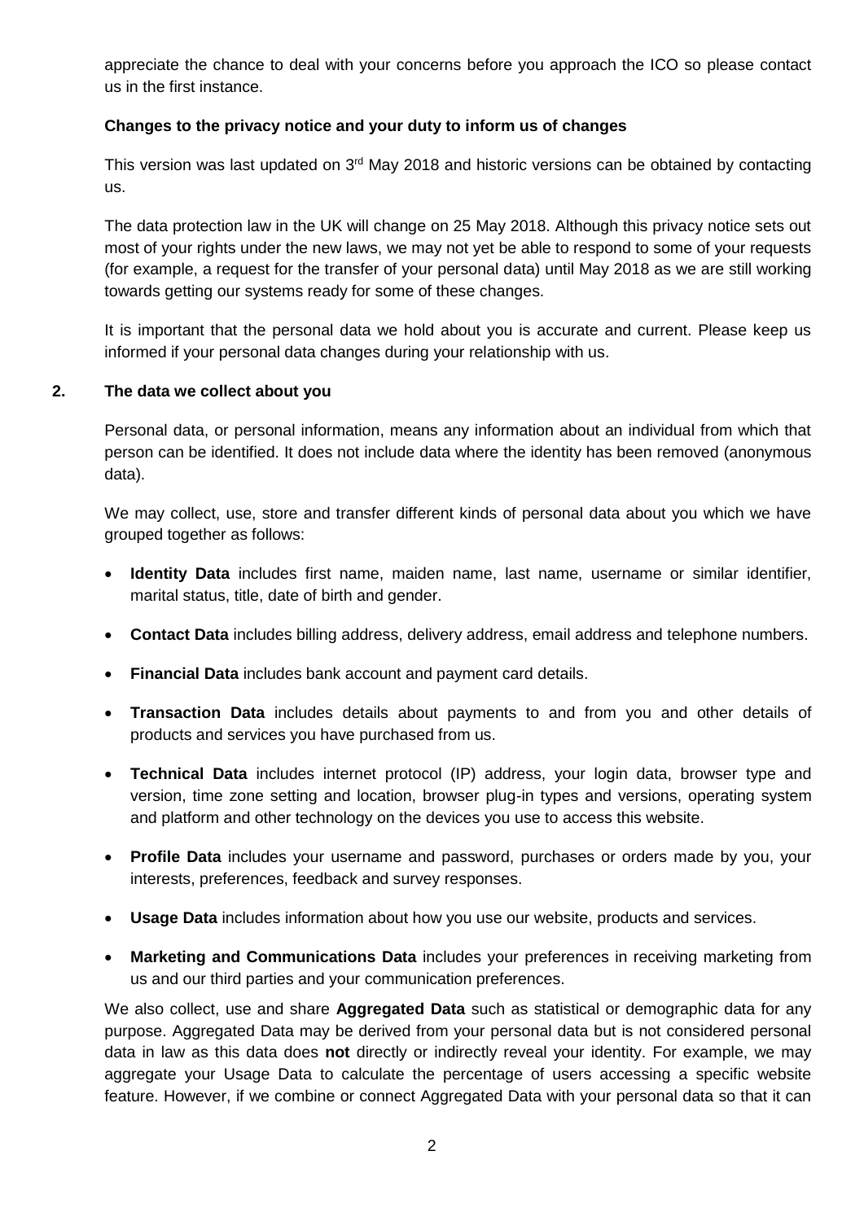appreciate the chance to deal with your concerns before you approach the ICO so please contact us in the first instance.

**Changes to the privacy notice and your duty to inform us of changes**

This version was last updated on 3rd May 2018 and historic versions can be obtained by contacting us.

The data protection law in the UK will change on 25 May 2018. Although this privacy notice sets out most of your rights under the new laws, we may not yet be able to respond to some of your requests (for example, a request for the transfer of your personal data) until May 2018 as we are still working towards getting our systems ready for some of these changes.

It is important that the personal data we hold about you is accurate and current. Please keep us informed if your personal data changes during your relationship with us.

## 2. The data we collect about you

Personal data, or personal information, means any information about an individual from which that person can be identified. It does not include data where the identity has been removed (anonymous data).

We may collect, use, store and transfer different kinds of personal data about you which we have grouped together as follows:

- **Identity Data** includes first name, maiden name, last name, username or similar identifier, marital status, title, date of birth and gender.
- **Contact Data** includes billing address, delivery address, email address and telephone numbers.
- **Financial Data** includes bank account and payment card details.
- **Transaction Data** includes details about payments to and from you and other details of products and services you have purchased from us.
- **Technical Data** includes internet protocol (IP) address, your login data, browser type and version, time zone setting and location, browser plug-in types and versions, operating system and platform and other technology on the devices you use to access this website.
- **Profile Data** includes your username and password, purchases or orders made by you, your interests, preferences, feedback and survey responses.
- **Usage Data** includes information about how you use our website, products and services.
- **Marketing and Communications Data** includes your preferences in receiving marketing from us and our third parties and your communication preferences.

We also collect, use and share **Aggregated Data** such as statistical or demographic data for any purpose. Aggregated Data may be derived from your personal data but is not considered personal data in law as this data does **not** directly or indirectly reveal your identity. For example, we may aggregate your Usage Data to calculate the percentage of users accessing a specific website feature. However, if we combine or connect Aggregated Data with your personal data so that it can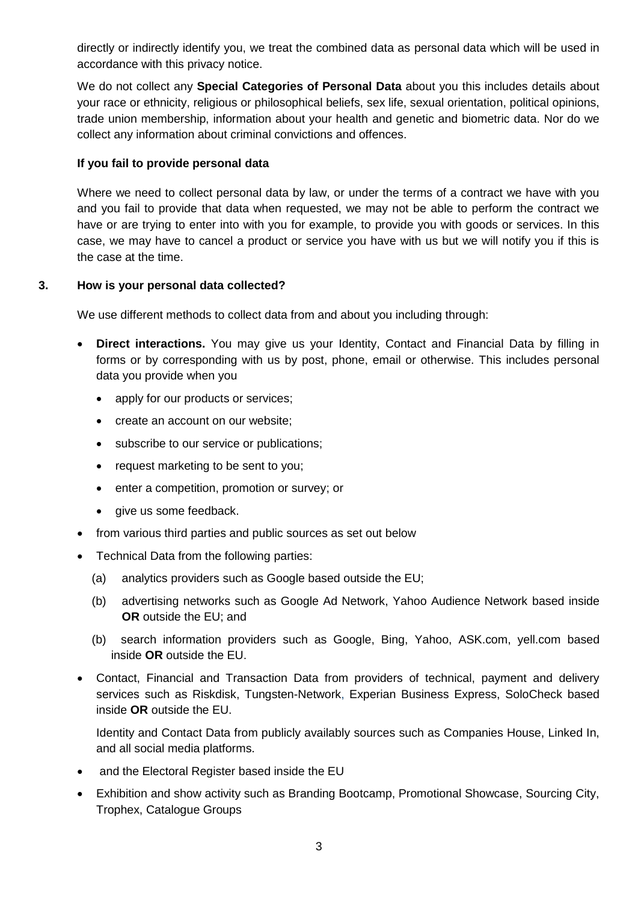directly or indirectly identify you, we treat the combined data as personal data which will be used in accordance with this privacy notice.

We do not collect any **Special Categories of Personal Data** about you this includes details about your race or ethnicity, religious or philosophical beliefs, sex life, sexual orientation, political opinions, trade union membership, information about your health and genetic and biometric data. Nor do we collect any information about criminal convictions and offences.

**If you fail to provide personal data**

Where we need to collect personal data by law, or under the terms of a contract we have with you and you fail to provide that data when requested, we may not be able to perform the contract we have or are trying to enter into with you for example, to provide you with goods or services. In this case, we may have to cancel a product or service you have with us but we will notify you if this is the case at the time.

## 3. How is your personal data collected?

We use different methods to collect data from and about you including through:

- **Direct interactions.** You may give us your Identity, Contact and Financial Data by filling in forms or by corresponding with us by post, phone, email or otherwise. This includes personal data you provide when you
  - apply for our products or services;
  - create an account on our website;
  - subscribe to our service or publications;
  - request marketing to be sent to you;
  - enter a competition, promotion or survey; or
  - give us some feedback.
- from various third parties and public sources as set out below
- Technical Data from the following parties:
  - (a) analytics providers such as Google based outside the EU;
  - (b) advertising networks such as Google Ad Network, Yahoo Audience Network based inside **OR** outside the EU; and
  - (b) search information providers such as Google, Bing, Yahoo, ASK.com, yell.com based inside **OR** outside the EU.
- Contact, Financial and Transaction Data from providers of technical, payment and delivery services such as Riskdisk, Tungsten-Network, Experian Business Express, SoloCheck based inside **OR** outside the EU.

  Identity and Contact Data from publicly availably sources such as Companies House, Linked In, and all social media platforms.
- and the Electoral Register based inside the EU
- Exhibition and show activity such as Branding Bootcamp, Promotional Showcase, Sourcing City, Trophex, Catalogue Groups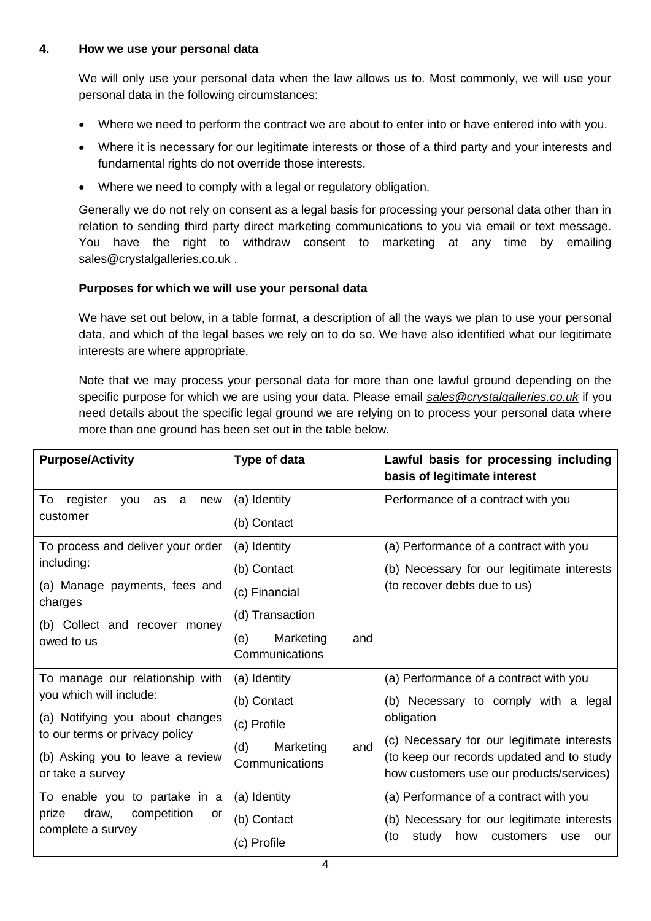## 4. How we use your personal data

We will only use your personal data when the law allows us to. Most commonly, we will use your personal data in the following circumstances:

- Where we need to perform the contract we are about to enter into or have entered into with you.
- Where it is necessary for our legitimate interests or those of a third party and your interests and fundamental rights do not override those interests.
- Where we need to comply with a legal or regulatory obligation.

Generally we do not rely on consent as a legal basis for processing your personal data other than in relation to sending third party direct marketing communications to you via email or text message. You have the right to withdraw consent to marketing at any time by emailing sales@crystalgalleries.co.uk .

### Purposes for which we will use your personal data

We have set out below, in a table format, a description of all the ways we plan to use your personal data, and which of the legal bases we rely on to do so. We have also identified what our legitimate interests are where appropriate.

Note that we may process your personal data for more than one lawful ground depending on the specific purpose for which we are using your data. Please email *sales@crystalgalleries.co.uk* if you need details about the specific legal ground we are relying on to process your personal data where more than one ground has been set out in the table below.

| Purpose/Activity | Type of data | Lawful basis for processing including basis of legitimate interest |
|---|---|---|
| To register you as a new customer | (a) Identity<br>(b) Contact | Performance of a contract with you |
| To process and deliver your order including:<br>(a) Manage payments, fees and charges<br>(b) Collect and recover money owed to us | (a) Identity<br>(b) Contact<br>(c) Financial<br>(d) Transaction<br>(e) Marketing and Communications | (a) Performance of a contract with you<br>(b) Necessary for our legitimate interests (to recover debts due to us) |
| To manage our relationship with you which will include:<br>(a) Notifying you about changes to our terms or privacy policy<br>(b) Asking you to leave a review or take a survey | (a) Identity<br>(b) Contact<br>(c) Profile<br>(d) Marketing and Communications | (a) Performance of a contract with you<br>(b) Necessary to comply with a legal obligation<br>(c) Necessary for our legitimate interests (to keep our records updated and to study how customers use our products/services) |
| To enable you to partake in a prize draw, competition or complete a survey | (a) Identity<br>(b) Contact<br>(c) Profile | (a) Performance of a contract with you<br>(b) Necessary for our legitimate interests (to study how customers use our |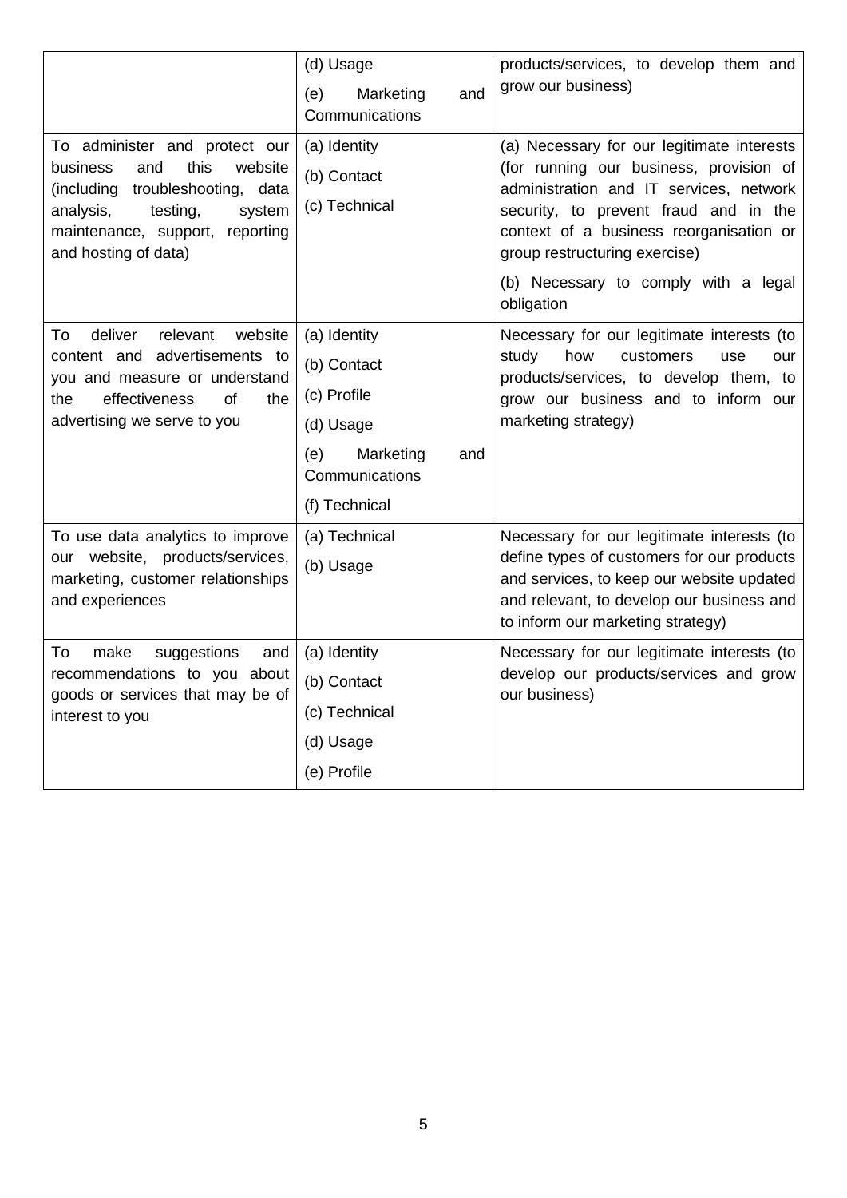| | | |
|---|---|---|
| | (d) Usage<br>(e) Marketing and Communications | products/services, to develop them and grow our business) |
| To administer and protect our business and this website (including troubleshooting, data analysis, testing, system maintenance, support, reporting and hosting of data) | (a) Identity<br>(b) Contact<br>(c) Technical | (a) Necessary for our legitimate interests (for running our business, provision of administration and IT services, network security, to prevent fraud and in the context of a business reorganisation or group restructuring exercise)<br>(b) Necessary to comply with a legal obligation |
| To deliver relevant website content and advertisements to you and measure or understand the effectiveness of the advertising we serve to you | (a) Identity<br>(b) Contact<br>(c) Profile<br>(d) Usage<br>(e) Marketing and Communications<br>(f) Technical | Necessary for our legitimate interests (to study how customers use our products/services, to develop them, to grow our business and to inform our marketing strategy) |
| To use data analytics to improve our website, products/services, marketing, customer relationships and experiences | (a) Technical<br>(b) Usage | Necessary for our legitimate interests (to define types of customers for our products and services, to keep our website updated and relevant, to develop our business and to inform our marketing strategy) |
| To make suggestions and recommendations to you about goods or services that may be of interest to you | (a) Identity<br>(b) Contact<br>(c) Technical<br>(d) Usage<br>(e) Profile | Necessary for our legitimate interests (to develop our products/services and grow our business) |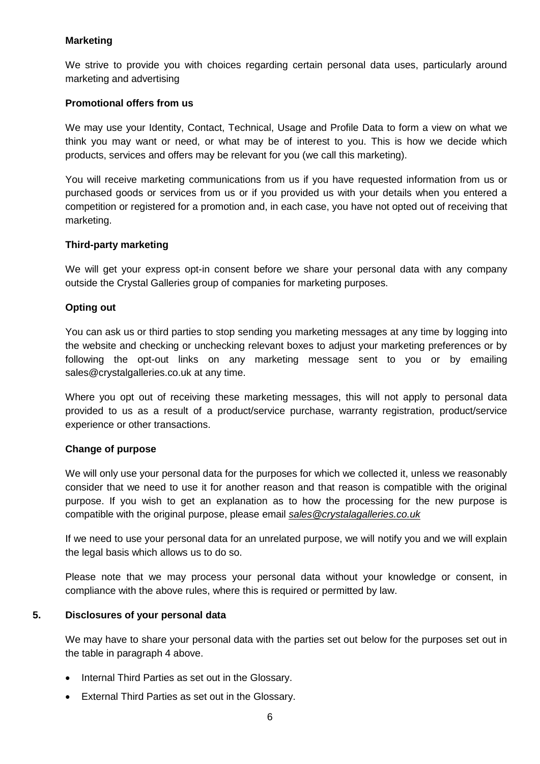**Marketing**

We strive to provide you with choices regarding certain personal data uses, particularly around marketing and advertising

**Promotional offers from us**

We may use your Identity, Contact, Technical, Usage and Profile Data to form a view on what we think you may want or need, or what may be of interest to you. This is how we decide which products, services and offers may be relevant for you (we call this marketing).

You will receive marketing communications from us if you have requested information from us or purchased goods or services from us or if you provided us with your details when you entered a competition or registered for a promotion and, in each case, you have not opted out of receiving that marketing.

**Third-party marketing**

We will get your express opt-in consent before we share your personal data with any company outside the Crystal Galleries group of companies for marketing purposes.

**Opting out**

You can ask us or third parties to stop sending you marketing messages at any time by logging into the website and checking or unchecking relevant boxes to adjust your marketing preferences or by following the opt-out links on any marketing message sent to you or by emailing sales@crystalgalleries.co.uk at any time.

Where you opt out of receiving these marketing messages, this will not apply to personal data provided to us as a result of a product/service purchase, warranty registration, product/service experience or other transactions.

**Change of purpose**

We will only use your personal data for the purposes for which we collected it, unless we reasonably consider that we need to use it for another reason and that reason is compatible with the original purpose. If you wish to get an explanation as to how the processing for the new purpose is compatible with the original purpose, please email *sales@crystalagalleries.co.uk*

If we need to use your personal data for an unrelated purpose, we will notify you and we will explain the legal basis which allows us to do so.

Please note that we may process your personal data without your knowledge or consent, in compliance with the above rules, where this is required or permitted by law.

## 5. Disclosures of your personal data

We may have to share your personal data with the parties set out below for the purposes set out in the table in paragraph 4 above.

- Internal Third Parties as set out in the Glossary.
- External Third Parties as set out in the Glossary.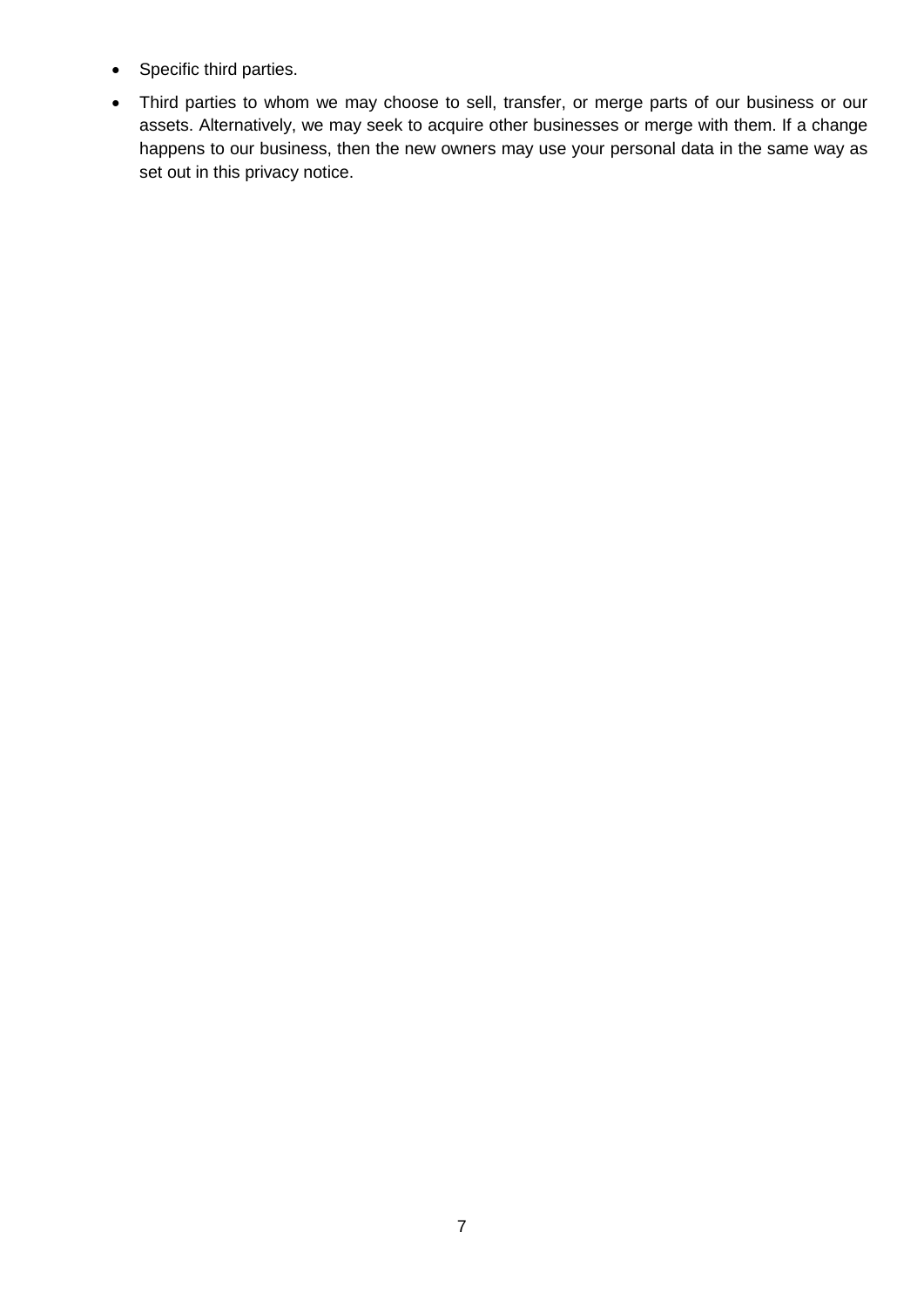- Specific third parties.
- Third parties to whom we may choose to sell, transfer, or merge parts of our business or our assets. Alternatively, we may seek to acquire other businesses or merge with them. If a change happens to our business, then the new owners may use your personal data in the same way as set out in this privacy notice.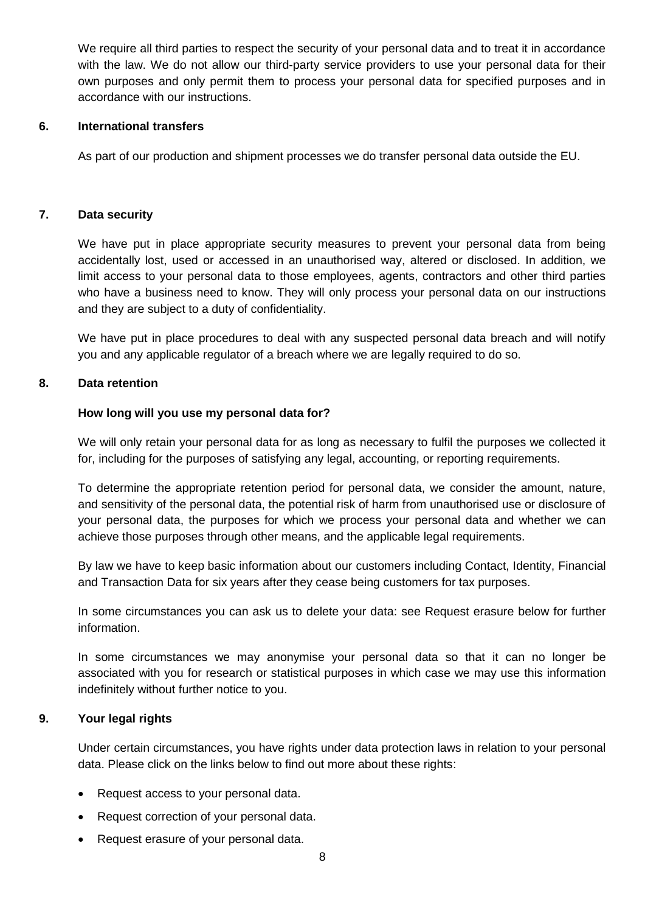We require all third parties to respect the security of your personal data and to treat it in accordance with the law. We do not allow our third-party service providers to use your personal data for their own purposes and only permit them to process your personal data for specified purposes and in accordance with our instructions.

## 6. International transfers

As part of our production and shipment processes we do transfer personal data outside the EU.

## 7. Data security

We have put in place appropriate security measures to prevent your personal data from being accidentally lost, used or accessed in an unauthorised way, altered or disclosed. In addition, we limit access to your personal data to those employees, agents, contractors and other third parties who have a business need to know. They will only process your personal data on our instructions and they are subject to a duty of confidentiality.

We have put in place procedures to deal with any suspected personal data breach and will notify you and any applicable regulator of a breach where we are legally required to do so.

## 8. Data retention

**How long will you use my personal data for?**

We will only retain your personal data for as long as necessary to fulfil the purposes we collected it for, including for the purposes of satisfying any legal, accounting, or reporting requirements.

To determine the appropriate retention period for personal data, we consider the amount, nature, and sensitivity of the personal data, the potential risk of harm from unauthorised use or disclosure of your personal data, the purposes for which we process your personal data and whether we can achieve those purposes through other means, and the applicable legal requirements.

By law we have to keep basic information about our customers including Contact, Identity, Financial and Transaction Data for six years after they cease being customers for tax purposes.

In some circumstances you can ask us to delete your data: see Request erasure below for further information.

In some circumstances we may anonymise your personal data so that it can no longer be associated with you for research or statistical purposes in which case we may use this information indefinitely without further notice to you.

## 9. Your legal rights

Under certain circumstances, you have rights under data protection laws in relation to your personal data. Please click on the links below to find out more about these rights:

- Request access to your personal data.
- Request correction of your personal data.
- Request erasure of your personal data.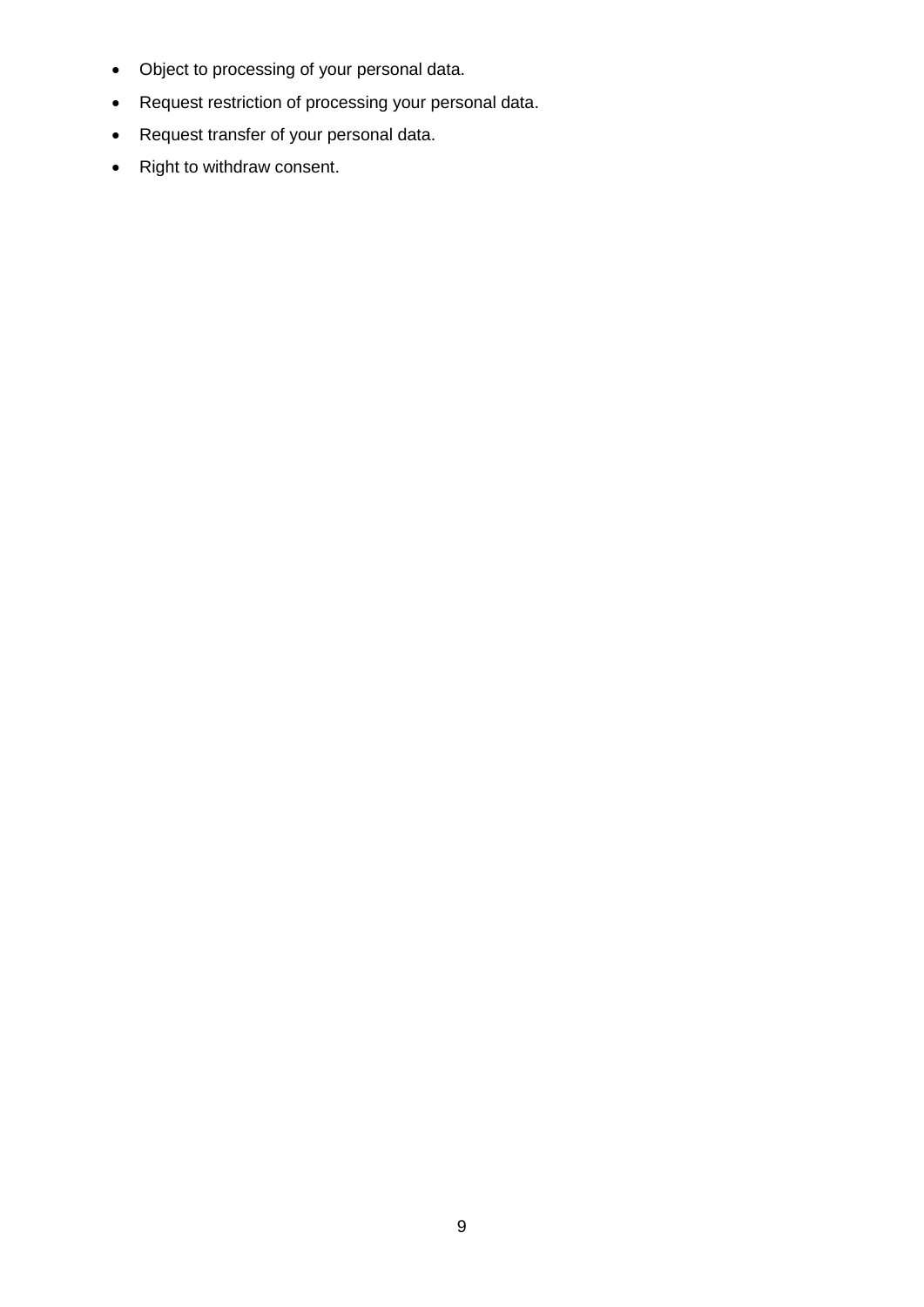- Object to processing of your personal data.
- Request restriction of processing your personal data.
- Request transfer of your personal data.
- Right to withdraw consent.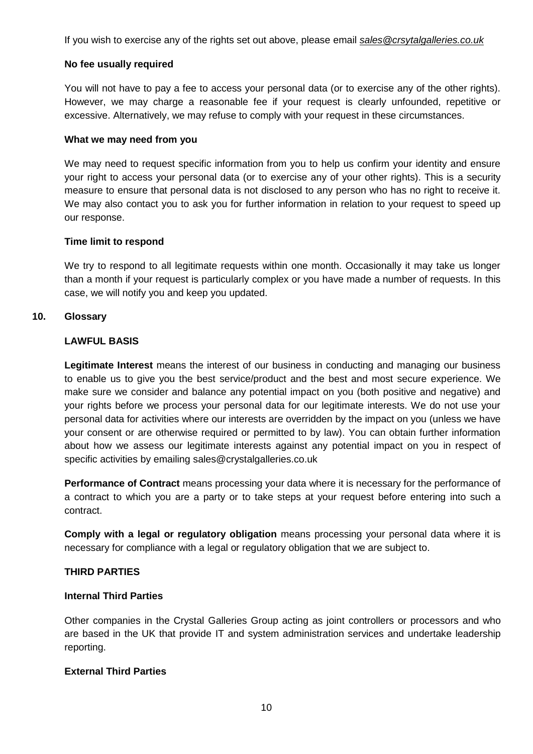If you wish to exercise any of the rights set out above, please email *sales@crsytalgalleries.co.uk*

**No fee usually required**

You will not have to pay a fee to access your personal data (or to exercise any of the other rights). However, we may charge a reasonable fee if your request is clearly unfounded, repetitive or excessive. Alternatively, we may refuse to comply with your request in these circumstances.

**What we may need from you**

We may need to request specific information from you to help us confirm your identity and ensure your right to access your personal data (or to exercise any of your other rights). This is a security measure to ensure that personal data is not disclosed to any person who has no right to receive it. We may also contact you to ask you for further information in relation to your request to speed up our response.

**Time limit to respond**

We try to respond to all legitimate requests within one month. Occasionally it may take us longer than a month if your request is particularly complex or you have made a number of requests. In this case, we will notify you and keep you updated.

## 10. Glossary

**LAWFUL BASIS**

**Legitimate Interest** means the interest of our business in conducting and managing our business to enable us to give you the best service/product and the best and most secure experience. We make sure we consider and balance any potential impact on you (both positive and negative) and your rights before we process your personal data for our legitimate interests. We do not use your personal data for activities where our interests are overridden by the impact on you (unless we have your consent or are otherwise required or permitted to by law). You can obtain further information about how we assess our legitimate interests against any potential impact on you in respect of specific activities by emailing sales@crystalgalleries.co.uk

**Performance of Contract** means processing your data where it is necessary for the performance of a contract to which you are a party or to take steps at your request before entering into such a contract.

**Comply with a legal or regulatory obligation** means processing your personal data where it is necessary for compliance with a legal or regulatory obligation that we are subject to.

**THIRD PARTIES**

**Internal Third Parties**

Other companies in the Crystal Galleries Group acting as joint controllers or processors and who are based in the UK that provide IT and system administration services and undertake leadership reporting.

**External Third Parties**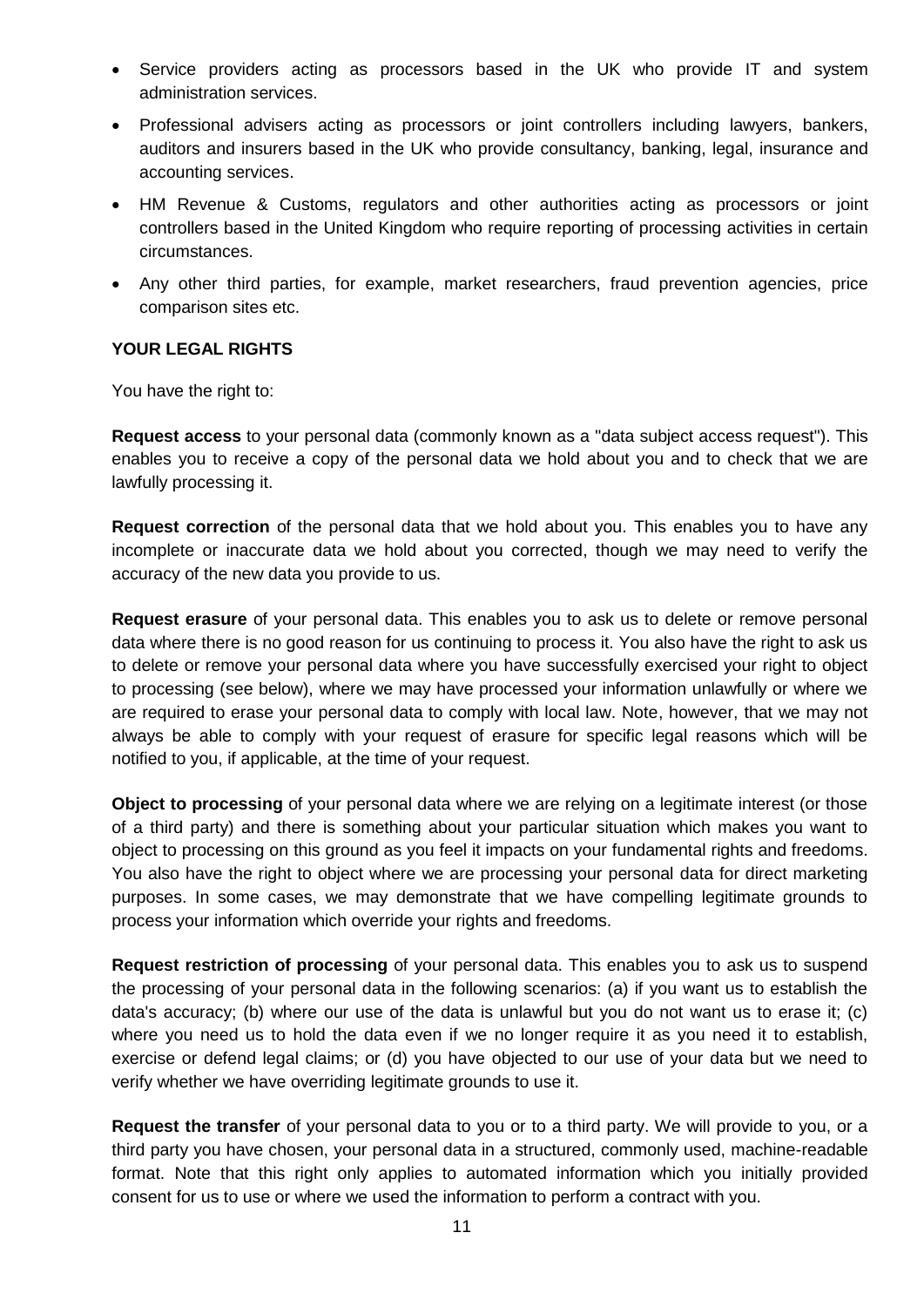- Service providers acting as processors based in the UK who provide IT and system administration services.
- Professional advisers acting as processors or joint controllers including lawyers, bankers, auditors and insurers based in the UK who provide consultancy, banking, legal, insurance and accounting services.
- HM Revenue & Customs, regulators and other authorities acting as processors or joint controllers based in the United Kingdom who require reporting of processing activities in certain circumstances.
- Any other third parties, for example, market researchers, fraud prevention agencies, price comparison sites etc.

**YOUR LEGAL RIGHTS**

You have the right to:

**Request access** to your personal data (commonly known as a "data subject access request"). This enables you to receive a copy of the personal data we hold about you and to check that we are lawfully processing it.

**Request correction** of the personal data that we hold about you. This enables you to have any incomplete or inaccurate data we hold about you corrected, though we may need to verify the accuracy of the new data you provide to us.

**Request erasure** of your personal data. This enables you to ask us to delete or remove personal data where there is no good reason for us continuing to process it. You also have the right to ask us to delete or remove your personal data where you have successfully exercised your right to object to processing (see below), where we may have processed your information unlawfully or where we are required to erase your personal data to comply with local law. Note, however, that we may not always be able to comply with your request of erasure for specific legal reasons which will be notified to you, if applicable, at the time of your request.

**Object to processing** of your personal data where we are relying on a legitimate interest (or those of a third party) and there is something about your particular situation which makes you want to object to processing on this ground as you feel it impacts on your fundamental rights and freedoms. You also have the right to object where we are processing your personal data for direct marketing purposes. In some cases, we may demonstrate that we have compelling legitimate grounds to process your information which override your rights and freedoms.

**Request restriction of processing** of your personal data. This enables you to ask us to suspend the processing of your personal data in the following scenarios: (a) if you want us to establish the data's accuracy; (b) where our use of the data is unlawful but you do not want us to erase it; (c) where you need us to hold the data even if we no longer require it as you need it to establish, exercise or defend legal claims; or (d) you have objected to our use of your data but we need to verify whether we have overriding legitimate grounds to use it.

**Request the transfer** of your personal data to you or to a third party. We will provide to you, or a third party you have chosen, your personal data in a structured, commonly used, machine-readable format. Note that this right only applies to automated information which you initially provided consent for us to use or where we used the information to perform a contract with you.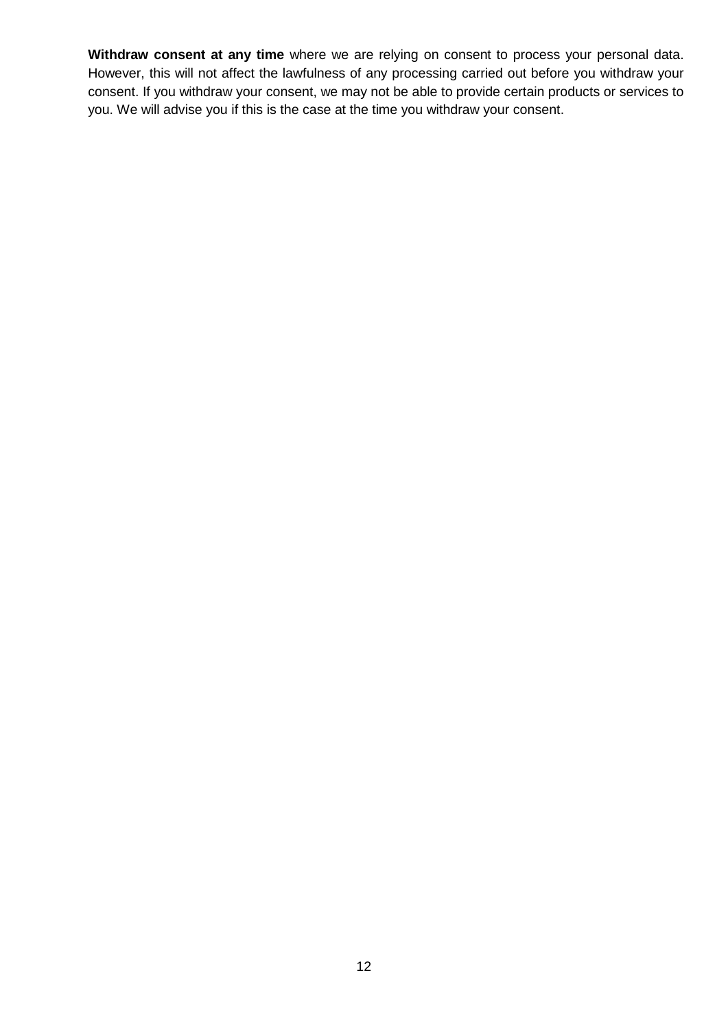**Withdraw consent at any time** where we are relying on consent to process your personal data. However, this will not affect the lawfulness of any processing carried out before you withdraw your consent. If you withdraw your consent, we may not be able to provide certain products or services to you. We will advise you if this is the case at the time you withdraw your consent.